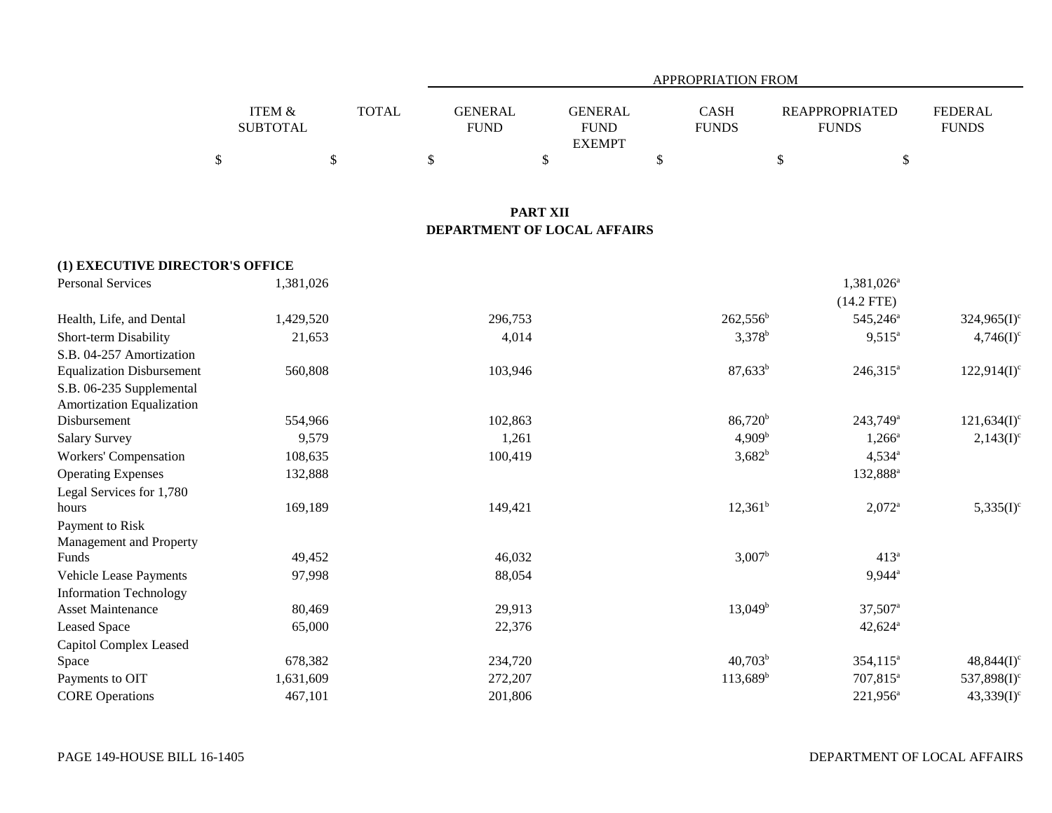| | ITEM & SUBTOTAL | TOTAL | APPROPRIATION FROM | | | | |
|---|---|---|---|---|---|---|---|
| | | | GENERAL FUND | GENERAL FUND EXEMPT | CASH FUNDS | REAPPROPRIATED FUNDS | FEDERAL FUNDS |
| | $ | $ | $ | $ | $ | $ | $ |

## PART XII
## DEPARTMENT OF LOCAL AFFAIRS

### (1) EXECUTIVE DIRECTOR'S OFFICE

| | ITEM & SUBTOTAL | TOTAL | GENERAL FUND | GENERAL FUND EXEMPT | CASH FUNDS | REAPPROPRIATED FUNDS | FEDERAL FUNDS |
|---|---|---|---|---|---|---|---|
| Personal Services | 1,381,026 | | | | | 1,381,026[a] (14.2 FTE) | |
| Health, Life, and Dental | 1,429,520 | | 296,753 | | 262,556[b] | 545,246[a] | 324,965(I)[c] |
| Short-term Disability | 21,653 | | 4,014 | | 3,378[b] | 9,515[a] | 4,746(I)[c] |
| S.B. 04-257 Amortization Equalization Disbursement | 560,808 | | 103,946 | | 87,633[b] | 246,315[a] | 122,914(I)[c] |
| S.B. 06-235 Supplemental Amortization Equalization Disbursement | 554,966 | | 102,863 | | 86,720[b] | 243,749[a] | 121,634(I)[c] |
| Salary Survey | 9,579 | | 1,261 | | 4,909[b] | 1,266[a] | 2,143(I)[c] |
| Workers' Compensation | 108,635 | | 100,419 | | 3,682[b] | 4,534[a] | |
| Operating Expenses | 132,888 | | | | | 132,888[a] | |
| Legal Services for 1,780 hours | 169,189 | | 149,421 | | 12,361[b] | 2,072[a] | 5,335(I)[c] |
| Payment to Risk Management and Property Funds | 49,452 | | 46,032 | | 3,007[b] | 413[a] | |
| Vehicle Lease Payments | 97,998 | | 88,054 | | | 9,944[a] | |
| Information Technology Asset Maintenance | 80,469 | | 29,913 | | 13,049[b] | 37,507[a] | |
| Leased Space | 65,000 | | 22,376 | | | 42,624[a] | |
| Capitol Complex Leased Space | 678,382 | | 234,720 | | 40,703[b] | 354,115[a] | 48,844(I)[c] |
| Payments to OIT | 1,631,609 | | 272,207 | | 113,689[b] | 707,815[a] | 537,898(I)[c] |
| CORE Operations | 467,101 | | 201,806 | | | 221,956[a] | 43,339(I)[c] |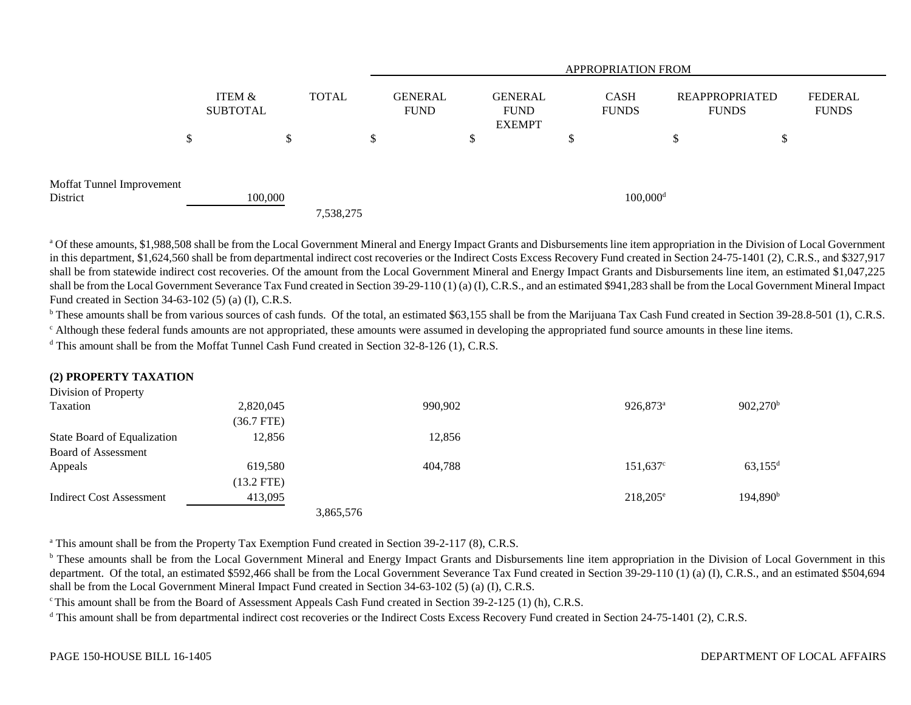| | ITEM & SUBTOTAL | TOTAL | APPROPRIATION FROM | | | | |
|---|---|---|---|---|---|---|---|
| | | | GENERAL FUND | GENERAL FUND EXEMPT | CASH FUNDS | REAPPROPRIATED FUNDS | FEDERAL FUNDS |
| | $ | $ | $ | $ | $ | $ | $ |
| Moffat Tunnel Improvement District | 100,000 | | | | 100,000[d] | | |
| | | 7,538,275 | | | | | |

[a] Of these amounts, $1,988,508 shall be from the Local Government Mineral and Energy Impact Grants and Disbursements line item appropriation in the Division of Local Government in this department, $1,624,560 shall be from departmental indirect cost recoveries or the Indirect Costs Excess Recovery Fund created in Section 24-75-1401 (2), C.R.S., and $327,917 shall be from statewide indirect cost recoveries. Of the amount from the Local Government Mineral and Energy Impact Grants and Disbursements line item, an estimated $1,047,225 shall be from the Local Government Severance Tax Fund created in Section 39-29-110 (1) (a) (I), C.R.S., and an estimated $941,283 shall be from the Local Government Mineral Impact Fund created in Section 34-63-102 (5) (a) (I), C.R.S.

[b] These amounts shall be from various sources of cash funds. Of the total, an estimated $63,155 shall be from the Marijuana Tax Cash Fund created in Section 39-28.8-501 (1), C.R.S.

[c] Although these federal funds amounts are not appropriated, these amounts were assumed in developing the appropriated fund source amounts in these line items.

[d] This amount shall be from the Moffat Tunnel Cash Fund created in Section 32-8-126 (1), C.R.S.

**(2) PROPERTY TAXATION**

| | ITEM & SUBTOTAL | TOTAL | GENERAL FUND | GENERAL FUND EXEMPT | CASH FUNDS | REAPPROPRIATED FUNDS | FEDERAL FUNDS |
|---|---|---|---|---|---|---|---|
| Division of Property Taxation | 2,820,045 | | 990,902 | | 926,873[a] | 902,270[b] | |
| | (36.7 FTE) | | | | | | |
| State Board of Equalization | 12,856 | | 12,856 | | | | |
| Board of Assessment Appeals | 619,580 | | 404,788 | | 151,637[c] | 63,155[d] | |
| | (13.2 FTE) | | | | | | |
| Indirect Cost Assessment | 413,095 | | | | 218,205[e] | 194,890[b] | |
| | | 3,865,576 | | | | | |

[a] This amount shall be from the Property Tax Exemption Fund created in Section 39-2-117 (8), C.R.S.

[b] These amounts shall be from the Local Government Mineral and Energy Impact Grants and Disbursements line item appropriation in the Division of Local Government in this department. Of the total, an estimated $592,466 shall be from the Local Government Severance Tax Fund created in Section 39-29-110 (1) (a) (I), C.R.S., and an estimated $504,694 shall be from the Local Government Mineral Impact Fund created in Section 34-63-102 (5) (a) (I), C.R.S.

[c] This amount shall be from the Board of Assessment Appeals Cash Fund created in Section 39-2-125 (1) (h), C.R.S.

[d] This amount shall be from departmental indirect cost recoveries or the Indirect Costs Excess Recovery Fund created in Section 24-75-1401 (2), C.R.S.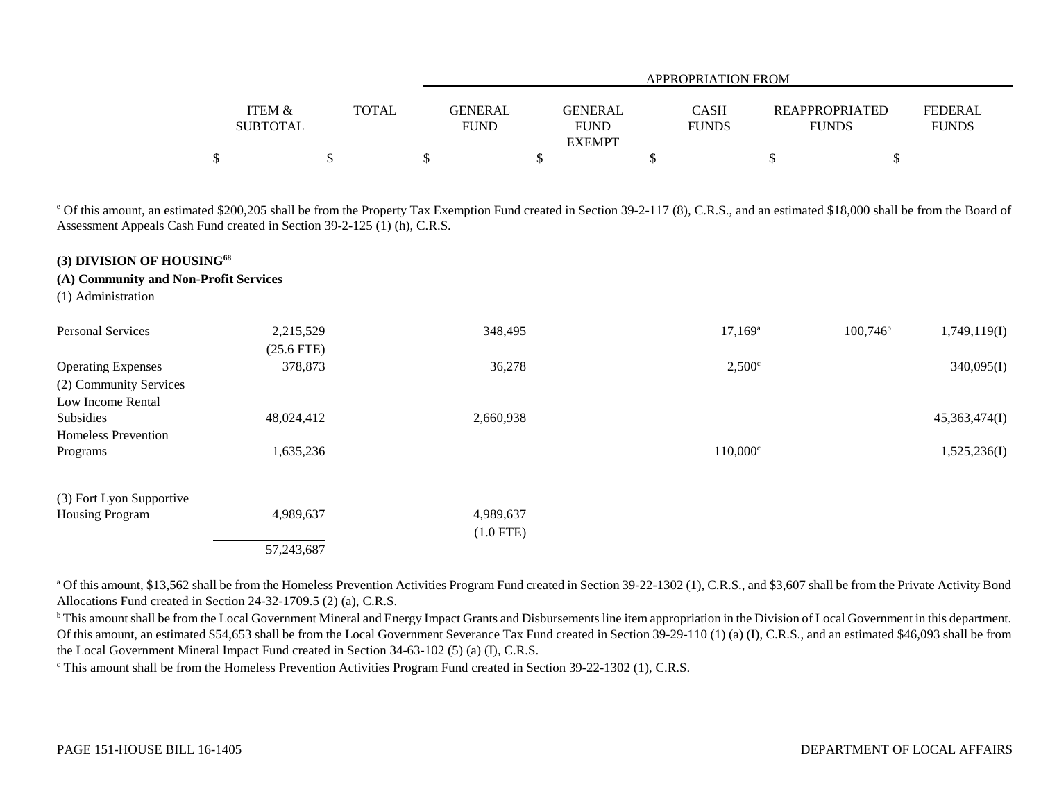| | ITEM & SUBTOTAL | TOTAL | GENERAL FUND | GENERAL FUND EXEMPT | CASH FUNDS | REAPPROPRIATED FUNDS | FEDERAL FUNDS |
|---|---|---|---|---|---|---|---|
| | | | APPROPRIATION FROM | | | | |
| | $ | $ | $ | $ | $ | $ | $ |

[e] Of this amount, an estimated $200,205 shall be from the Property Tax Exemption Fund created in Section 39-2-117 (8), C.R.S., and an estimated $18,000 shall be from the Board of Assessment Appeals Cash Fund created in Section 39-2-125 (1) (h), C.R.S.

**(3) DIVISION OF HOUSING[68]**

**(A) Community and Non-Profit Services**

(1) Administration

| | ITEM & SUBTOTAL | TOTAL | GENERAL FUND | GENERAL FUND EXEMPT | CASH FUNDS | REAPPROPRIATED FUNDS | FEDERAL FUNDS |
|---|---|---|---|---|---|---|---|
| Personal Services | 2,215,529 | | 348,495 | | 17,169[a] | 100,746[b] | 1,749,119(I) |
| | (25.6 FTE) | | | | | | |
| Operating Expenses | 378,873 | | 36,278 | | 2,500[c] | | 340,095(I) |
| (2) Community Services | | | | | | | |
| Low Income Rental Subsidies | 48,024,412 | | 2,660,938 | | | | 45,363,474(I) |
| Homeless Prevention Programs | 1,635,236 | | | | 110,000[c] | | 1,525,236(I) |
| (3) Fort Lyon Supportive Housing Program | 4,989,637 | | 4,989,637 | | | | |
| | | | (1.0 FTE) | | | | |
| | 57,243,687 | | | | | | |

[a] Of this amount, $13,562 shall be from the Homeless Prevention Activities Program Fund created in Section 39-22-1302 (1), C.R.S., and $3,607 shall be from the Private Activity Bond Allocations Fund created in Section 24-32-1709.5 (2) (a), C.R.S.

[b] This amount shall be from the Local Government Mineral and Energy Impact Grants and Disbursements line item appropriation in the Division of Local Government in this department. Of this amount, an estimated $54,653 shall be from the Local Government Severance Tax Fund created in Section 39-29-110 (1) (a) (I), C.R.S., and an estimated $46,093 shall be from the Local Government Mineral Impact Fund created in Section 34-63-102 (5) (a) (I), C.R.S.

[c] This amount shall be from the Homeless Prevention Activities Program Fund created in Section 39-22-1302 (1), C.R.S.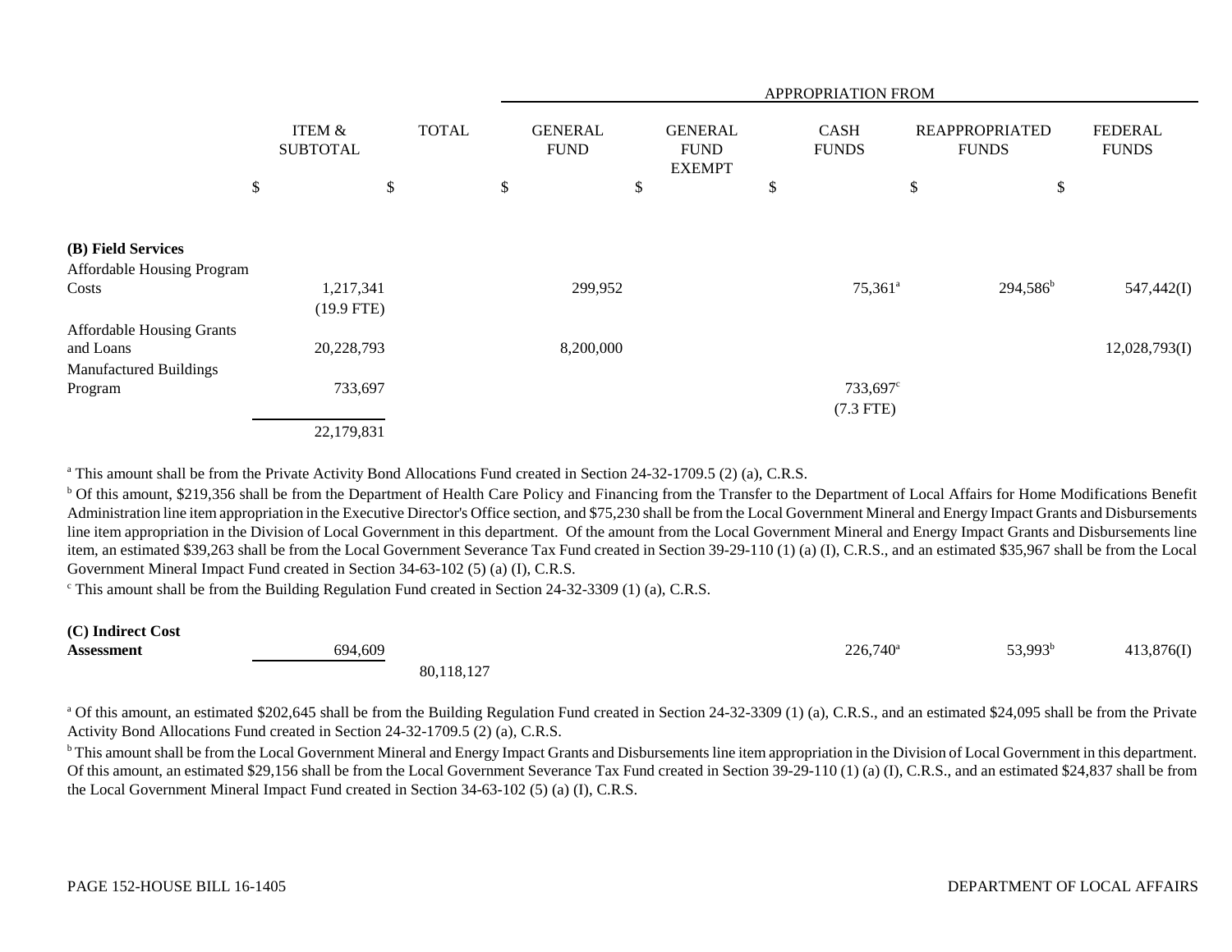| | ITEM & SUBTOTAL | TOTAL | APPROPRIATION FROM | | | | |
|---|---|---|---|---|---|---|---|
| | | | GENERAL FUND | GENERAL FUND EXEMPT | CASH FUNDS | REAPPROPRIATED FUNDS | FEDERAL FUNDS |
| | $ | $ | $ | $ | $ | $ | $ |
| **(B) Field Services** | | | | | | | |
| Affordable Housing Program Costs | 1,217,341 (19.9 FTE) | | 299,952 | | 75,361[a] | 294,586[b] | 547,442(I) |
| Affordable Housing Grants and Loans | 20,228,793 | | 8,200,000 | | | | 12,028,793(I) |
| Manufactured Buildings Program | 733,697 | | | | 733,697[c] (7.3 FTE) | | |
| | 22,179,831 | | | | | | |

[a] This amount shall be from the Private Activity Bond Allocations Fund created in Section 24-32-1709.5 (2) (a), C.R.S.

[b] Of this amount, $219,356 shall be from the Department of Health Care Policy and Financing from the Transfer to the Department of Local Affairs for Home Modifications Benefit Administration line item appropriation in the Executive Director's Office section, and $75,230 shall be from the Local Government Mineral and Energy Impact Grants and Disbursements line item appropriation in the Division of Local Government in this department. Of the amount from the Local Government Mineral and Energy Impact Grants and Disbursements line item, an estimated $39,263 shall be from the Local Government Severance Tax Fund created in Section 39-29-110 (1) (a) (I), C.R.S., and an estimated $35,967 shall be from the Local Government Mineral Impact Fund created in Section 34-63-102 (5) (a) (I), C.R.S.

[c] This amount shall be from the Building Regulation Fund created in Section 24-32-3309 (1) (a), C.R.S.

| | ITEM & SUBTOTAL | TOTAL | GENERAL FUND | GENERAL FUND EXEMPT | CASH FUNDS | REAPPROPRIATED FUNDS | FEDERAL FUNDS |
|---|---|---|---|---|---|---|---|
| **(C) Indirect Cost Assessment** | 694,609 | | | | 226,740[a] | 53,993[b] | 413,876(I) |
| | | 80,118,127 | | | | | |

[a] Of this amount, an estimated $202,645 shall be from the Building Regulation Fund created in Section 24-32-3309 (1) (a), C.R.S., and an estimated $24,095 shall be from the Private Activity Bond Allocations Fund created in Section 24-32-1709.5 (2) (a), C.R.S.

[b] This amount shall be from the Local Government Mineral and Energy Impact Grants and Disbursements line item appropriation in the Division of Local Government in this department. Of this amount, an estimated $29,156 shall be from the Local Government Severance Tax Fund created in Section 39-29-110 (1) (a) (I), C.R.S., and an estimated $24,837 shall be from the Local Government Mineral Impact Fund created in Section 34-63-102 (5) (a) (I), C.R.S.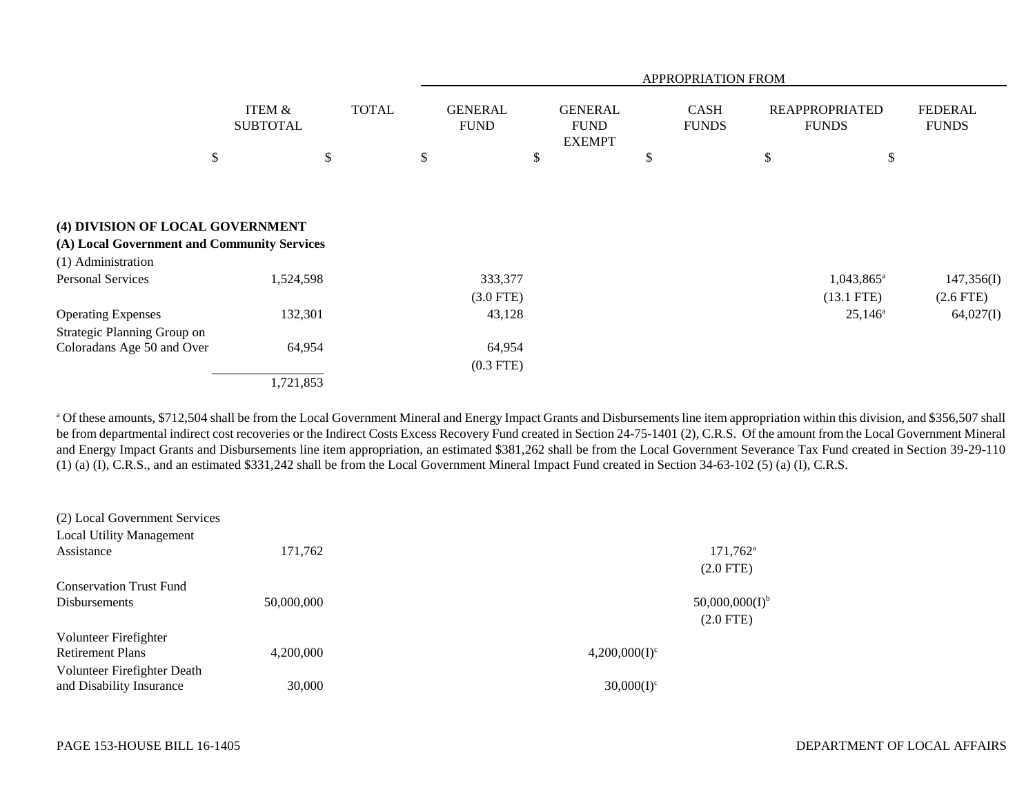| | ITEM & SUBTOTAL | TOTAL | APPROPRIATION FROM | | | | |
|---|---|---|---|---|---|---|---|
| | | | GENERAL FUND | GENERAL FUND EXEMPT | CASH FUNDS | REAPPROPRIATED FUNDS | FEDERAL FUNDS |
| | $ | $ | $ | $ | $ | $ | $ |
| **(4) DIVISION OF LOCAL GOVERNMENT** | | | | | | | |
| **(A) Local Government and Community Services** | | | | | | | |
| (1) Administration | | | | | | | |
| Personal Services | 1,524,598 | | 333,377 | | | 1,043,865[a] | 147,356(I) |
| | | | (3.0 FTE) | | | (13.1 FTE) | (2.6 FTE) |
| Operating Expenses | 132,301 | | 43,128 | | | 25,146[a] | 64,027(I) |
| Strategic Planning Group on Coloradans Age 50 and Over | 64,954 | | 64,954 | | | | |
| | | | (0.3 FTE) | | | | |
| | 1,721,853 | | | | | | |

[a] Of these amounts, $712,504 shall be from the Local Government Mineral and Energy Impact Grants and Disbursements line item appropriation within this division, and $356,507 shall be from departmental indirect cost recoveries or the Indirect Costs Excess Recovery Fund created in Section 24-75-1401 (2), C.R.S. Of the amount from the Local Government Mineral and Energy Impact Grants and Disbursements line item appropriation, an estimated $381,262 shall be from the Local Government Severance Tax Fund created in Section 39-29-110 (1) (a) (I), C.R.S., and an estimated $331,242 shall be from the Local Government Mineral Impact Fund created in Section 34-63-102 (5) (a) (I), C.R.S.

| | ITEM & SUBTOTAL | TOTAL | GENERAL FUND | GENERAL FUND EXEMPT | CASH FUNDS | REAPPROPRIATED FUNDS | FEDERAL FUNDS |
|---|---|---|---|---|---|---|---|
| (2) Local Government Services | | | | | | | |
| Local Utility Management Assistance | 171,762 | | | | 171,762[a] | | |
| | | | | | (2.0 FTE) | | |
| Conservation Trust Fund Disbursements | 50,000,000 | | | | 50,000,000(I)[b] | | |
| | | | | | (2.0 FTE) | | |
| Volunteer Firefighter Retirement Plans | 4,200,000 | | | 4,200,000(I)[c] | | | |
| Volunteer Firefighter Death and Disability Insurance | 30,000 | | | 30,000(I)[c] | | | |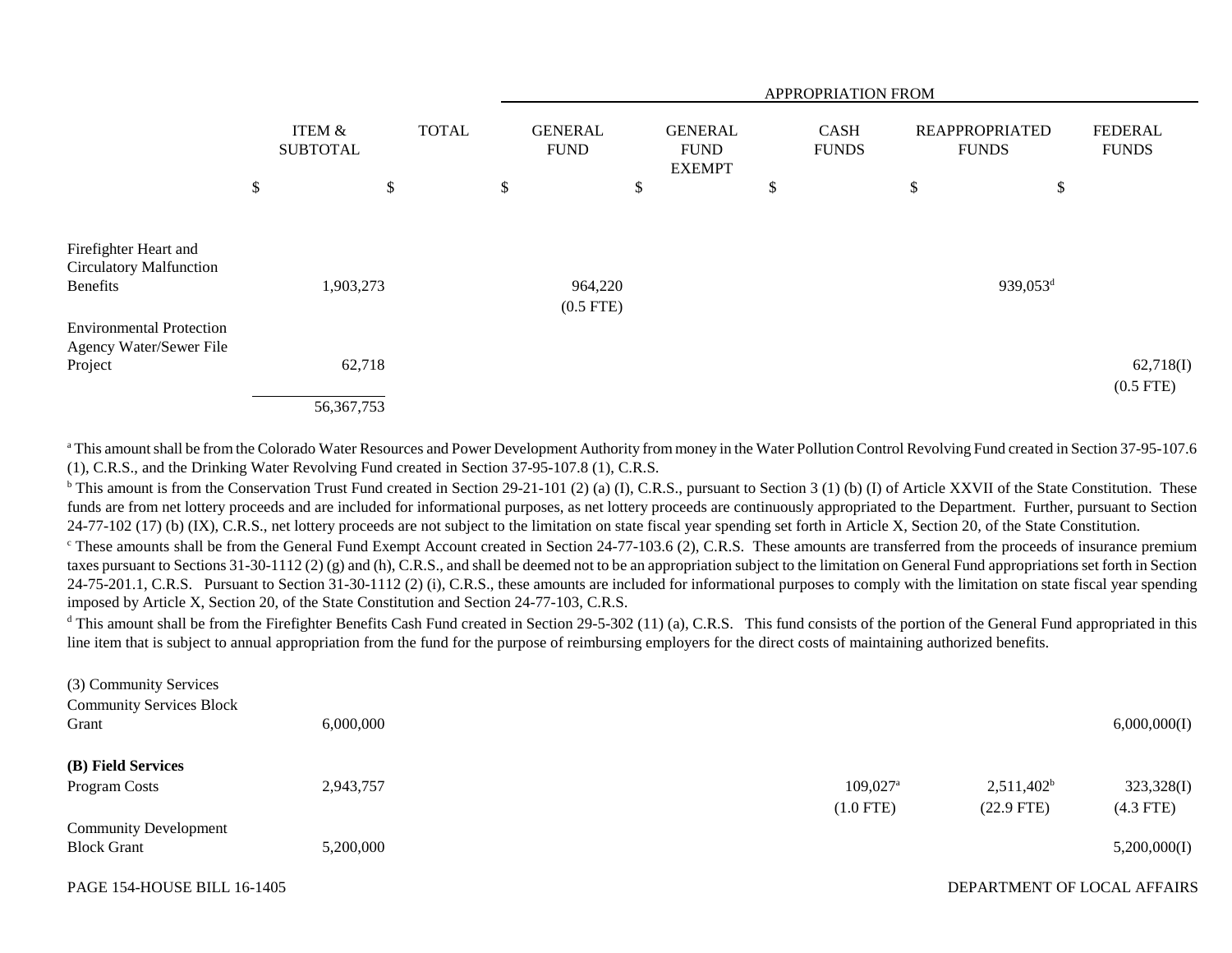| | ITEM & SUBTOTAL | TOTAL | APPROPRIATION FROM GENERAL FUND | GENERAL FUND EXEMPT | CASH FUNDS | REAPPROPRIATED FUNDS | FEDERAL FUNDS |
|---|---|---|---|---|---|---|---|
| | $ | $ | $ | $ | $ | $ | $ |
| Firefighter Heart and Circulatory Malfunction Benefits | 1,903,273 | | 964,220 (0.5 FTE) | | | 939,053[d] | |
| Environmental Protection Agency Water/Sewer File Project | 62,718 | | | | | | 62,718(I) (0.5 FTE) |
| | 56,367,753 | | | | | | |

[a] This amount shall be from the Colorado Water Resources and Power Development Authority from money in the Water Pollution Control Revolving Fund created in Section 37-95-107.6 (1), C.R.S., and the Drinking Water Revolving Fund created in Section 37-95-107.8 (1), C.R.S.

[b] This amount is from the Conservation Trust Fund created in Section 29-21-101 (2) (a) (I), C.R.S., pursuant to Section 3 (1) (b) (I) of Article XXVII of the State Constitution. These funds are from net lottery proceeds and are included for informational purposes, as net lottery proceeds are continuously appropriated to the Department. Further, pursuant to Section 24-77-102 (17) (b) (IX), C.R.S., net lottery proceeds are not subject to the limitation on state fiscal year spending set forth in Article X, Section 20, of the State Constitution.

[c] These amounts shall be from the General Fund Exempt Account created in Section 24-77-103.6 (2), C.R.S. These amounts are transferred from the proceeds of insurance premium taxes pursuant to Sections 31-30-1112 (2) (g) and (h), C.R.S., and shall be deemed not to be an appropriation subject to the limitation on General Fund appropriations set forth in Section 24-75-201.1, C.R.S. Pursuant to Section 31-30-1112 (2) (i), C.R.S., these amounts are included for informational purposes to comply with the limitation on state fiscal year spending imposed by Article X, Section 20, of the State Constitution and Section 24-77-103, C.R.S.

[d] This amount shall be from the Firefighter Benefits Cash Fund created in Section 29-5-302 (11) (a), C.R.S. This fund consists of the portion of the General Fund appropriated in this line item that is subject to annual appropriation from the fund for the purpose of reimbursing employers for the direct costs of maintaining authorized benefits.

| | ITEM & SUBTOTAL | TOTAL | GENERAL FUND | GENERAL FUND EXEMPT | CASH FUNDS | REAPPROPRIATED FUNDS | FEDERAL FUNDS |
|---|---|---|---|---|---|---|---|
| **(3) Community Services** | | | | | | | |
| Community Services Block Grant | 6,000,000 | | | | | | 6,000,000(I) |
| **(B) Field Services** | | | | | | | |
| Program Costs | 2,943,757 | | | | 109,027[a] (1.0 FTE) | 2,511,402[b] (22.9 FTE) | 323,328(I) (4.3 FTE) |
| Community Development Block Grant | 5,200,000 | | | | | | 5,200,000(I) |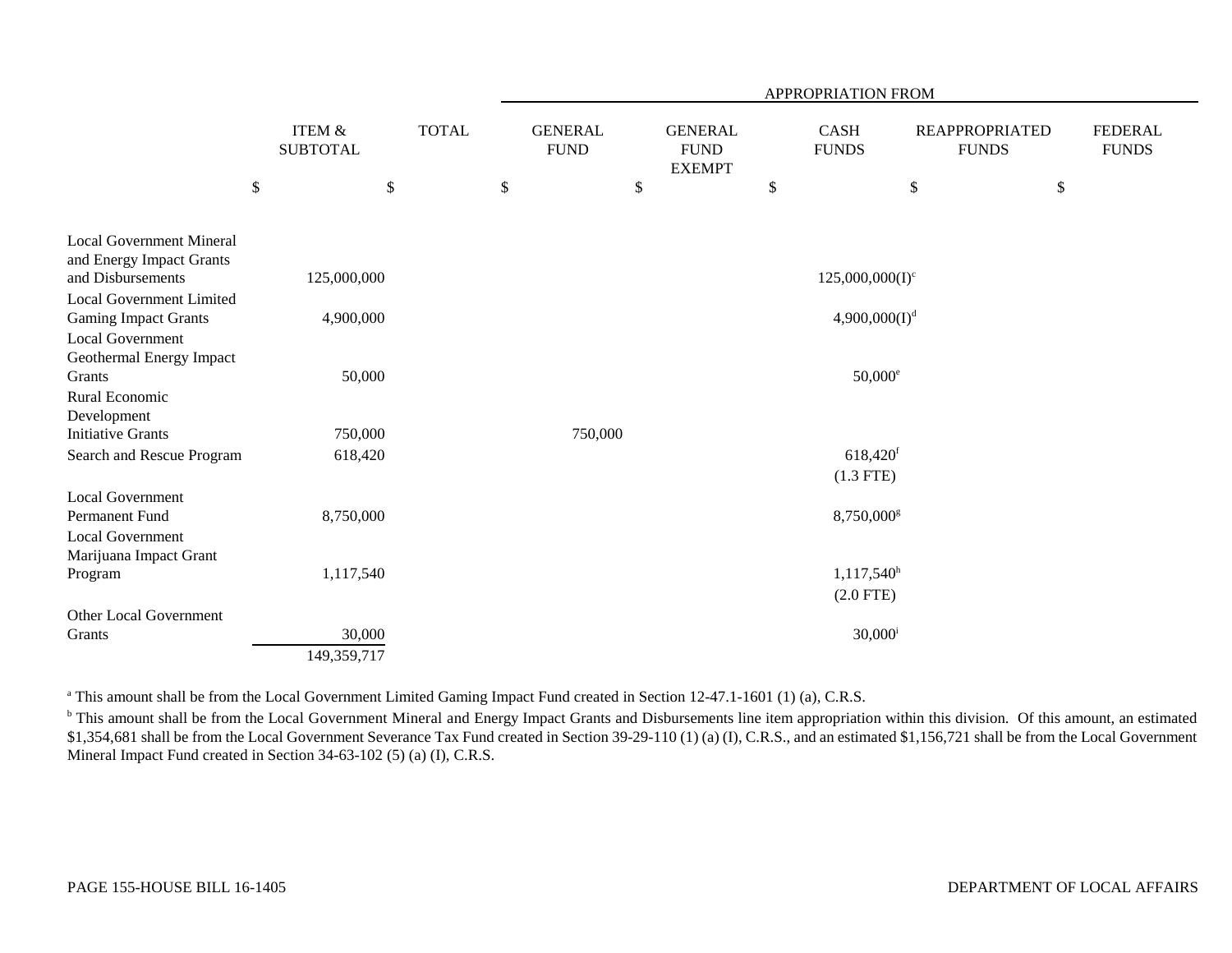| | ITEM & SUBTOTAL | TOTAL | APPROPRIATION FROM | | | | |
|---|---|---|---|---|---|---|---|
| | | | GENERAL FUND | GENERAL FUND EXEMPT | CASH FUNDS | REAPPROPRIATED FUNDS | FEDERAL FUNDS |
| | $ | $ | $ | $ | $ | $ | $ |
| Local Government Mineral and Energy Impact Grants and Disbursements | 125,000,000 | | | | 125,000,000(I)[c] | | |
| Local Government Limited Gaming Impact Grants | 4,900,000 | | | | 4,900,000(I)[d] | | |
| Local Government Geothermal Energy Impact Grants | 50,000 | | | | 50,000[e] | | |
| Rural Economic Development Initiative Grants | 750,000 | | 750,000 | | | | |
| Search and Rescue Program | 618,420 | | | | 618,420[f] (1.3 FTE) | | |
| Local Government Permanent Fund | 8,750,000 | | | | 8,750,000[g] | | |
| Local Government Marijuana Impact Grant Program | 1,117,540 | | | | 1,117,540[h] (2.0 FTE) | | |
| Other Local Government Grants | 30,000 | | | | 30,000[i] | | |
| | 149,359,717 | | | | | | |

[a] This amount shall be from the Local Government Limited Gaming Impact Fund created in Section 12-47.1-1601 (1) (a), C.R.S.

[b] This amount shall be from the Local Government Mineral and Energy Impact Grants and Disbursements line item appropriation within this division. Of this amount, an estimated $1,354,681 shall be from the Local Government Severance Tax Fund created in Section 39-29-110 (1) (a) (I), C.R.S., and an estimated $1,156,721 shall be from the Local Government Mineral Impact Fund created in Section 34-63-102 (5) (a) (I), C.R.S.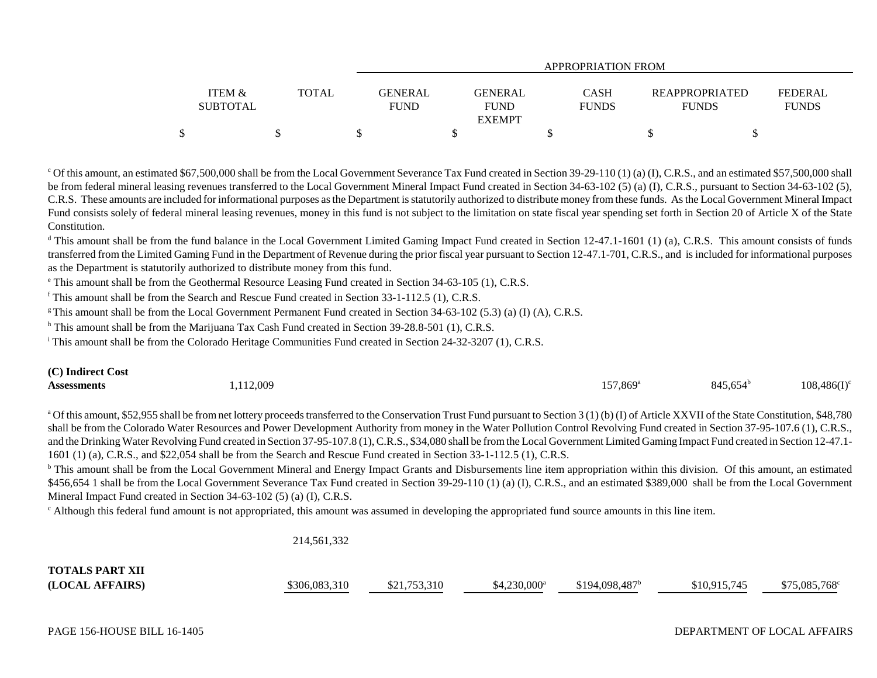| | ITEM & SUBTOTAL | TOTAL | APPROPRIATION FROM GENERAL FUND | GENERAL FUND EXEMPT | CASH FUNDS | REAPPROPRIATED FUNDS | FEDERAL FUNDS |
|---|---|---|---|---|---|---|---|
| | $ | $ | $ | $ | $ | $ | $ |

[c] Of this amount, an estimated $67,500,000 shall be from the Local Government Severance Tax Fund created in Section 39-29-110 (1) (a) (I), C.R.S., and an estimated $57,500,000 shall be from federal mineral leasing revenues transferred to the Local Government Mineral Impact Fund created in Section 34-63-102 (5) (a) (I), C.R.S., pursuant to Section 34-63-102 (5), C.R.S. These amounts are included for informational purposes as the Department is statutorily authorized to distribute money from these funds. As the Local Government Mineral Impact Fund consists solely of federal mineral leasing revenues, money in this fund is not subject to the limitation on state fiscal year spending set forth in Section 20 of Article X of the State Constitution.

[d] This amount shall be from the fund balance in the Local Government Limited Gaming Impact Fund created in Section 12-47.1-1601 (1) (a), C.R.S. This amount consists of funds transferred from the Limited Gaming Fund in the Department of Revenue during the prior fiscal year pursuant to Section 12-47.1-701, C.R.S., and is included for informational purposes as the Department is statutorily authorized to distribute money from this fund.

[e] This amount shall be from the Geothermal Resource Leasing Fund created in Section 34-63-105 (1), C.R.S.

[f] This amount shall be from the Search and Rescue Fund created in Section 33-1-112.5 (1), C.R.S.

[g] This amount shall be from the Local Government Permanent Fund created in Section 34-63-102 (5.3) (a) (I) (A), C.R.S.

[h] This amount shall be from the Marijuana Tax Cash Fund created in Section 39-28.8-501 (1), C.R.S.

[i] This amount shall be from the Colorado Heritage Communities Fund created in Section 24-32-3207 (1), C.R.S.

| | ITEM & SUBTOTAL | TOTAL | GENERAL FUND | GENERAL FUND EXEMPT | CASH FUNDS | REAPPROPRIATED FUNDS | FEDERAL FUNDS |
|---|---|---|---|---|---|---|---|
| **(C) Indirect Cost Assessments** | 1,112,009 | | | | 157,869[a] | 845,654[b] | 108,486(I)[c] |

[a] Of this amount, $52,955 shall be from net lottery proceeds transferred to the Conservation Trust Fund pursuant to Section 3 (1) (b) (I) of Article XXVII of the State Constitution, $48,780 shall be from the Colorado Water Resources and Power Development Authority from money in the Water Pollution Control Revolving Fund created in Section 37-95-107.6 (1), C.R.S., and the Drinking Water Revolving Fund created in Section 37-95-107.8 (1), C.R.S., $34,080 shall be from the Local Government Limited Gaming Impact Fund created in Section 12-47.1-1601 (1) (a), C.R.S., and $22,054 shall be from the Search and Rescue Fund created in Section 33-1-112.5 (1), C.R.S.

[b] This amount shall be from the Local Government Mineral and Energy Impact Grants and Disbursements line item appropriation within this division. Of this amount, an estimated $456,654 1 shall be from the Local Government Severance Tax Fund created in Section 39-29-110 (1) (a) (I), C.R.S., and an estimated $389,000 shall be from the Local Government Mineral Impact Fund created in Section 34-63-102 (5) (a) (I), C.R.S.

[c] Although this federal fund amount is not appropriated, this amount was assumed in developing the appropriated fund source amounts in this line item.

| | ITEM & SUBTOTAL | TOTAL | GENERAL FUND | GENERAL FUND EXEMPT | CASH FUNDS | REAPPROPRIATED FUNDS | FEDERAL FUNDS |
|---|---|---|---|---|---|---|---|
| | 214,561,332 | | | | | | |
| **TOTALS PART XII (LOCAL AFFAIRS)** | | $306,083,310 | $21,753,310 | $4,230,000[a] | $194,098,487[b] | $10,915,745 | $75,085,768[c] |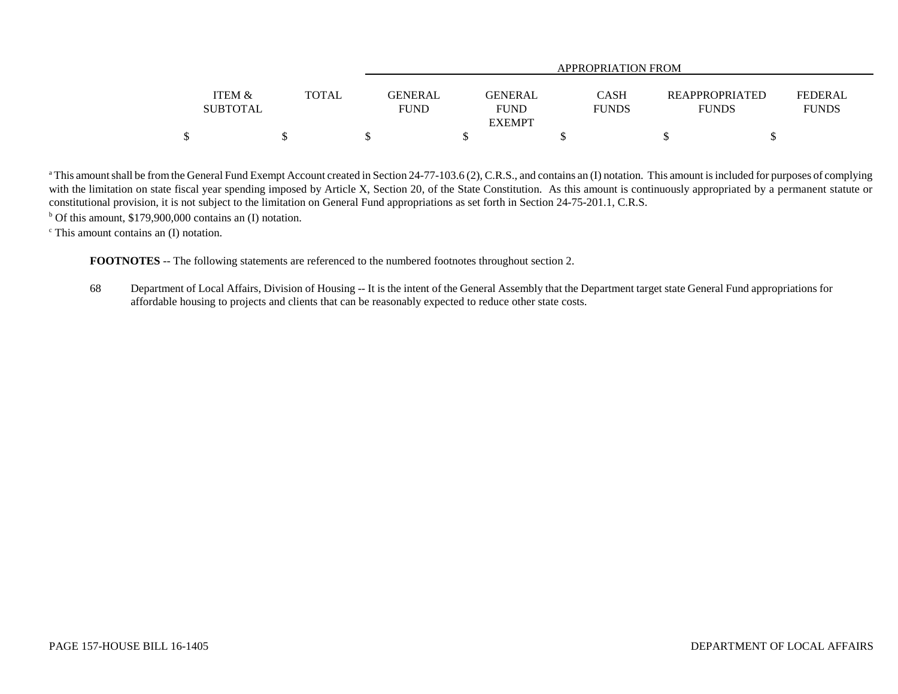| | | APPROPRIATION FROM | | | | |
|---|---|---|---|---|---|---|
| ITEM & SUBTOTAL | TOTAL | GENERAL FUND | GENERAL FUND EXEMPT | CASH FUNDS | REAPPROPRIATED FUNDS | FEDERAL FUNDS |
| $ | $ | $ | $ | $ | $ | $ |

[a] This amount shall be from the General Fund Exempt Account created in Section 24-77-103.6 (2), C.R.S., and contains an (I) notation. This amount is included for purposes of complying with the limitation on state fiscal year spending imposed by Article X, Section 20, of the State Constitution. As this amount is continuously appropriated by a permanent statute or constitutional provision, it is not subject to the limitation on General Fund appropriations as set forth in Section 24-75-201.1, C.R.S.

[b] Of this amount, $179,900,000 contains an (I) notation.

[c] This amount contains an (I) notation.

**FOOTNOTES** -- The following statements are referenced to the numbered footnotes throughout section 2.

68 Department of Local Affairs, Division of Housing -- It is the intent of the General Assembly that the Department target state General Fund appropriations for affordable housing to projects and clients that can be reasonably expected to reduce other state costs.